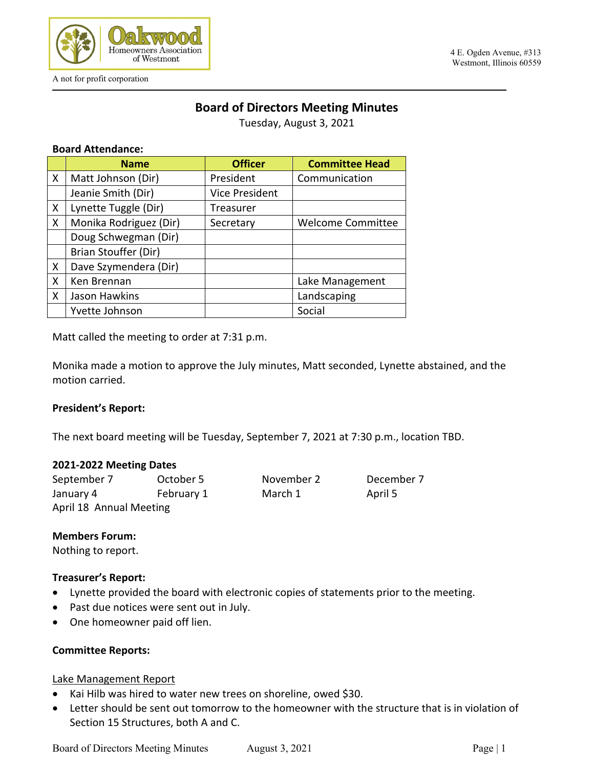Oakwood Homeowners Association of Westmont

A not for profit corporation

4 E. Ogden Avenue, #313
Westmont, Illinois 60559

# Board of Directors Meeting Minutes

Tuesday, August 3, 2021

**Board Attendance:**

| | Name | Officer | Committee Head |
|---|---|---|---|
| X | Matt Johnson (Dir) | President | Communication |
| | Jeanie Smith (Dir) | Vice President | |
| X | Lynette Tuggle (Dir) | Treasurer | |
| X | Monika Rodriguez (Dir) | Secretary | Welcome Committee |
| | Doug Schwegman (Dir) | | |
| | Brian Stouffer (Dir) | | |
| X | Dave Szymendera (Dir) | | |
| X | Ken Brennan | | Lake Management |
| X | Jason Hawkins | | Landscaping |
| | Yvette Johnson | | Social |

Matt called the meeting to order at 7:31 p.m.

Monika made a motion to approve the July minutes, Matt seconded, Lynette abstained, and the motion carried.

**President's Report:**

The next board meeting will be Tuesday, September 7, 2021 at 7:30 p.m., location TBD.

**2021-2022 Meeting Dates**

| | | | |
|---|---|---|---|
| September 7 | October 5 | November 2 | December 7 |
| January 4 | February 1 | March 1 | April 5 |

April 18 Annual Meeting

**Members Forum:**

Nothing to report.

**Treasurer's Report:**

- Lynette provided the board with electronic copies of statements prior to the meeting.
- Past due notices were sent out in July.
- One homeowner paid off lien.

**Committee Reports:**

Lake Management Report

- Kai Hilb was hired to water new trees on shoreline, owed $30.
- Letter should be sent out tomorrow to the homeowner with the structure that is in violation of Section 15 Structures, both A and C.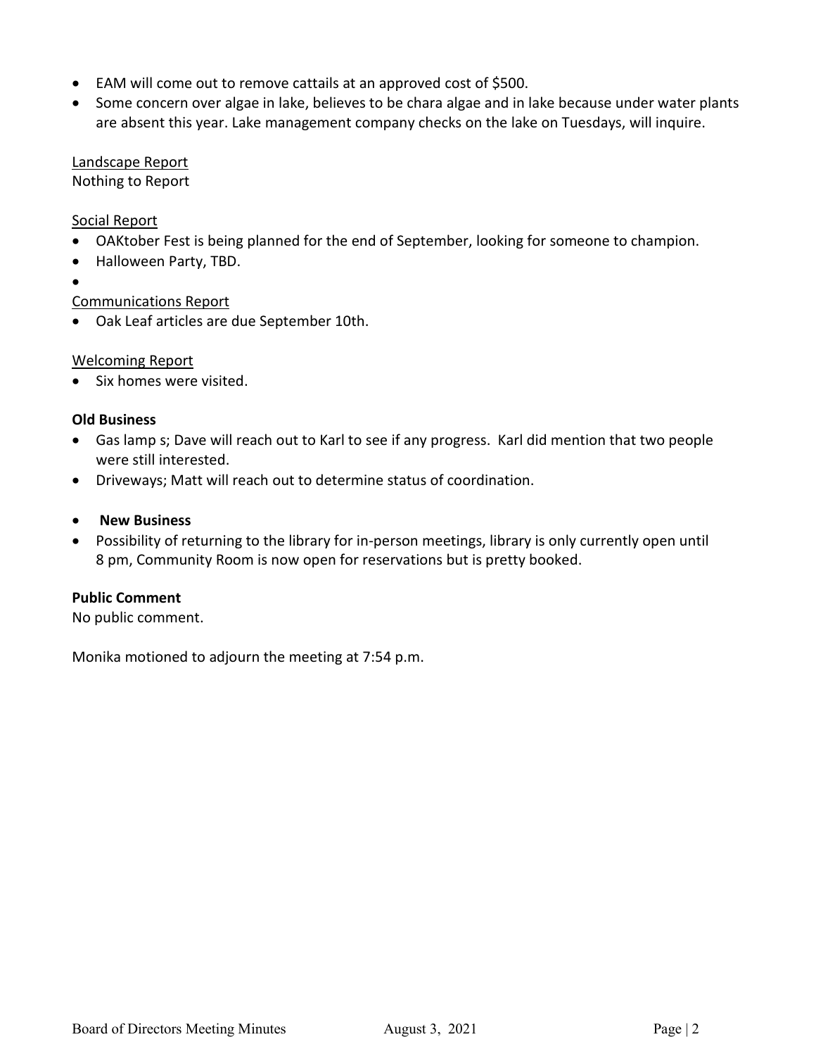- EAM will come out to remove cattails at an approved cost of $500.
- Some concern over algae in lake, believes to be chara algae and in lake because under water plants are absent this year. Lake management company checks on the lake on Tuesdays, will inquire.

Landscape Report

Nothing to Report

Social Report

- OAKtober Fest is being planned for the end of September, looking for someone to champion.
- Halloween Party, TBD.
-

Communications Report

- Oak Leaf articles are due September 10th.

Welcoming Report

- Six homes were visited.

**Old Business**

- Gas lamp s; Dave will reach out to Karl to see if any progress. Karl did mention that two people were still interested.
- Driveways; Matt will reach out to determine status of coordination.

- **New Business**
- Possibility of returning to the library for in-person meetings, library is only currently open until 8 pm, Community Room is now open for reservations but is pretty booked.

**Public Comment**

No public comment.

Monika motioned to adjourn the meeting at 7:54 p.m.